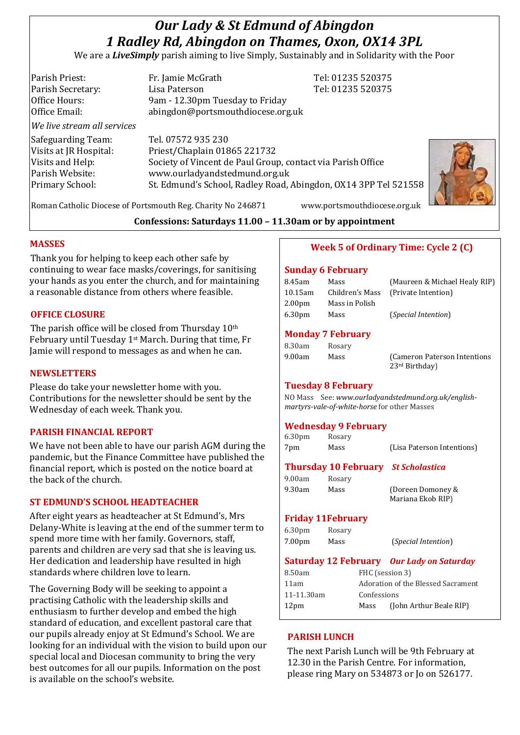# *Our Lady & St Edmund of Abingdon*
# *1 Radley Rd, Abingdon on Thames, Oxon, OX14 3PL*

We are a ***LiveSimply*** parish aiming to live Simply, Sustainably and in Solidarity with the Poor

| | | |
|---|---|---|
| Parish Priest: | Fr. Jamie McGrath | Tel: 01235 520375 |
| Parish Secretary: | Lisa Paterson | Tel: 01235 520375 |
| Office Hours: | 9am - 12.30pm Tuesday to Friday | |
| Office Email: | abingdon@portsmouthdiocese.org.uk | |

*We live stream all services*

| | |
|---|---|
| Safeguarding Team: | Tel. 07572 935 230 |
| Visits at JR Hospital: | Priest/Chaplain 01865 221732 |
| Visits and Help: | Society of Vincent de Paul Group, contact via Parish Office |
| Parish Website: | www.ourladyandstedmund.org.uk |
| Primary School: | St. Edmund's School, Radley Road, Abingdon, OX14 3PP Tel 521558 |

Roman Catholic Diocese of Portsmouth Reg. Charity No 246871 www.portsmouthdiocese.org.uk

**Confessions: Saturdays 11.00 – 11.30am or by appointment**

## MASSES

Thank you for helping to keep each other safe by continuing to wear face masks/coverings, for sanitising your hands as you enter the church, and for maintaining a reasonable distance from others where feasible.

## OFFICE CLOSURE

The parish office will be closed from Thursday 10th February until Tuesday 1st March. During that time, Fr Jamie will respond to messages as and when he can.

## NEWSLETTERS

Please do take your newsletter home with you. Contributions for the newsletter should be sent by the Wednesday of each week. Thank you.

## PARISH FINANCIAL REPORT

We have not been able to have our parish AGM during the pandemic, but the Finance Committee have published the financial report, which is posted on the notice board at the back of the church.

## ST EDMUND'S SCHOOL HEADTEACHER

After eight years as headteacher at St Edmund's, Mrs Delany-White is leaving at the end of the summer term to spend more time with her family. Governors, staff, parents and children are very sad that she is leaving us. Her dedication and leadership have resulted in high standards where children love to learn.

The Governing Body will be seeking to appoint a practising Catholic with the leadership skills and enthusiasm to further develop and embed the high standard of education, and excellent pastoral care that our pupils already enjoy at St Edmund's School. We are looking for an individual with the vision to build upon our special local and Diocesan community to bring the very best outcomes for all our pupils. Information on the post is available on the school's website.

## Week 5 of Ordinary Time: Cycle 2 (C)

### Sunday 6 February

| | | |
|---|---|---|
| 8.45am | Mass | (Maureen & Michael Healy RIP) |
| 10.15am | Children's Mass | (Private Intention) |
| 2.00pm | Mass in Polish | |
| 6.30pm | Mass | (*Special Intention*) |

### Monday 7 February

| | | |
|---|---|---|
| 8.30am | Rosary | |
| 9.00am | Mass | (Cameron Paterson Intentions 23rd Birthday) |

### Tuesday 8 February

NO Mass See: *www.ourladyandstedmund.org.uk/english-martyrs-vale-of-white-horse* for other Masses

### Wednesday 9 February

| | | |
|---|---|---|
| 6.30pm | Rosary | |
| 7pm | Mass | (Lisa Paterson Intentions) |

### Thursday 10 February *St Scholastica*

| | | |
|---|---|---|
| 9.00am | Rosary | |
| 9.30am | Mass | (Doreen Domoney & Mariana Ekob RIP) |

### Friday 11February

| | | |
|---|---|---|
| 6.30pm | Rosary | |
| 7.00pm | Mass | (*Special Intention*) |

### Saturday 12 February *Our Lady on Saturday*

| | | |
|---|---|---|
| 8.50am | FHC (session 3) | |
| 11am | Adoration of the Blessed Sacrament | |
| 11-11.30am | Confessions | |
| 12pm | Mass | (John Arthur Beale RIP) |

## PARISH LUNCH

The next Parish Lunch will be 9th February at 12.30 in the Parish Centre. For information, please ring Mary on 534873 or Jo on 526177.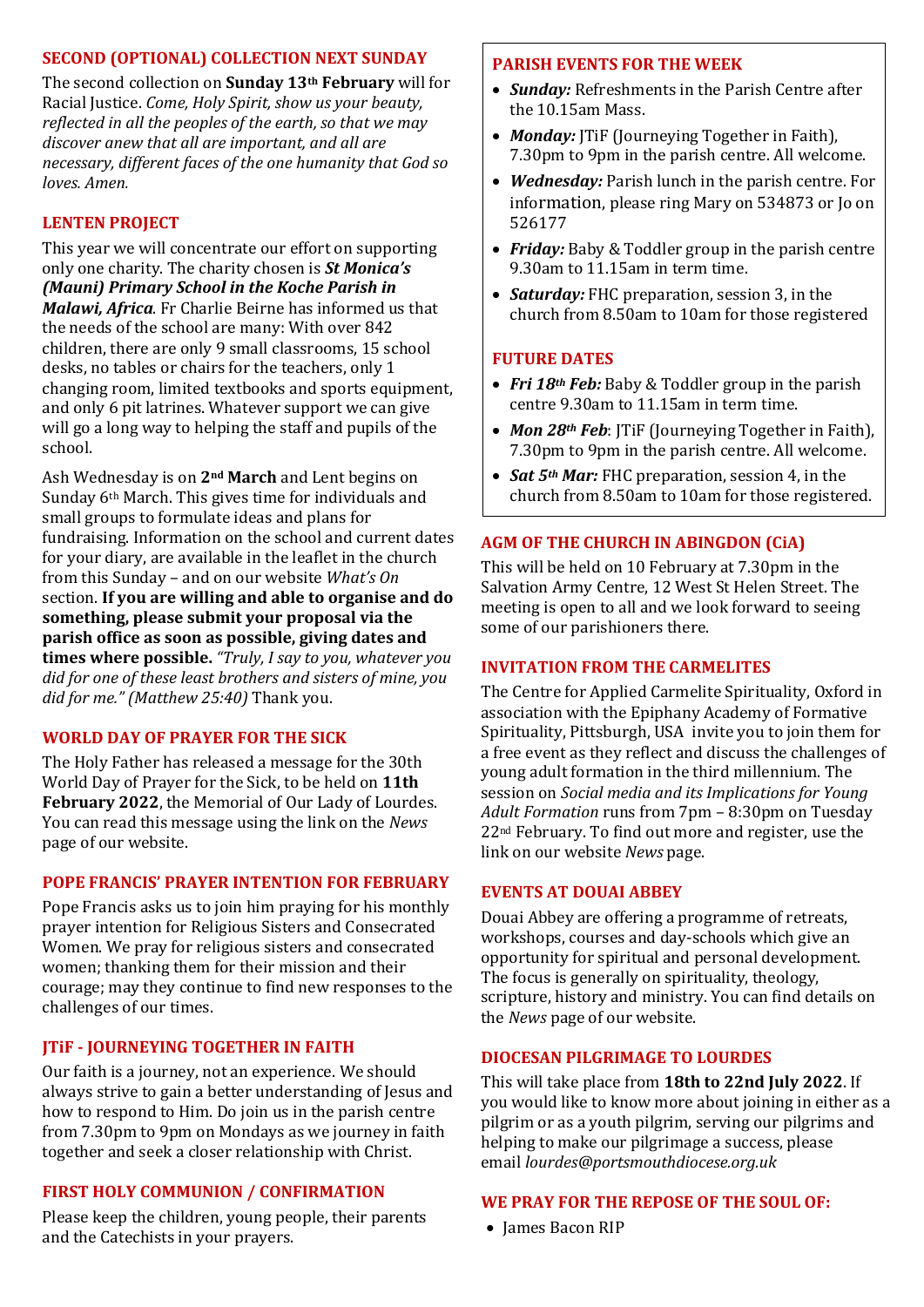## SECOND (OPTIONAL) COLLECTION NEXT SUNDAY

The second collection on **Sunday 13th February** will for Racial Justice. *Come, Holy Spirit, show us your beauty, reflected in all the peoples of the earth, so that we may discover anew that all are important, and all are necessary, different faces of the one humanity that God so loves. Amen.*

## LENTEN PROJECT

This year we will concentrate our effort on supporting only one charity. The charity chosen is ***St Monica's (Mauni) Primary School in the Koche Parish in Malawi, Africa***. Fr Charlie Beirne has informed us that the needs of the school are many: With over 842 children, there are only 9 small classrooms, 15 school desks, no tables or chairs for the teachers, only 1 changing room, limited textbooks and sports equipment, and only 6 pit latrines. Whatever support we can give will go a long way to helping the staff and pupils of the school.

Ash Wednesday is on **2nd March** and Lent begins on Sunday 6th March. This gives time for individuals and small groups to formulate ideas and plans for fundraising. Information on the school and current dates for your diary, are available in the leaflet in the church from this Sunday – and on our website *What's On* section. **If you are willing and able to organise and do something, please submit your proposal via the parish office as soon as possible, giving dates and times where possible.** *"Truly, I say to you, whatever you did for one of these least brothers and sisters of mine, you did for me." (Matthew 25:40)* Thank you.

## WORLD DAY OF PRAYER FOR THE SICK

The Holy Father has released a message for the 30th World Day of Prayer for the Sick, to be held on **11th February 2022**, the Memorial of Our Lady of Lourdes. You can read this message using the link on the *News* page of our website.

## POPE FRANCIS' PRAYER INTENTION FOR FEBRUARY

Pope Francis asks us to join him praying for his monthly prayer intention for Religious Sisters and Consecrated Women. We pray for religious sisters and consecrated women; thanking them for their mission and their courage; may they continue to find new responses to the challenges of our times.

## JTiF - JOURNEYING TOGETHER IN FAITH

Our faith is a journey, not an experience. We should always strive to gain a better understanding of Jesus and how to respond to Him. Do join us in the parish centre from 7.30pm to 9pm on Mondays as we journey in faith together and seek a closer relationship with Christ.

## FIRST HOLY COMMUNION / CONFIRMATION

Please keep the children, young people, their parents and the Catechists in your prayers.

## PARISH EVENTS FOR THE WEEK

- ***Sunday:*** Refreshments in the Parish Centre after the 10.15am Mass.
- ***Monday:*** JTiF (Journeying Together in Faith), 7.30pm to 9pm in the parish centre. All welcome.
- ***Wednesday:*** Parish lunch in the parish centre. For information, please ring Mary on 534873 or Jo on 526177
- ***Friday:*** Baby & Toddler group in the parish centre 9.30am to 11.15am in term time.
- ***Saturday:*** FHC preparation, session 3, in the church from 8.50am to 10am for those registered

## FUTURE DATES

- ***Fri 18th Feb:*** Baby & Toddler group in the parish centre 9.30am to 11.15am in term time.
- ***Mon 28th Feb***: JTiF (Journeying Together in Faith), 7.30pm to 9pm in the parish centre. All welcome.
- ***Sat 5th Mar:*** FHC preparation, session 4, in the church from 8.50am to 10am for those registered.

## AGM OF THE CHURCH IN ABINGDON (CiA)

This will be held on 10 February at 7.30pm in the Salvation Army Centre, 12 West St Helen Street. The meeting is open to all and we look forward to seeing some of our parishioners there.

## INVITATION FROM THE CARMELITES

The Centre for Applied Carmelite Spirituality, Oxford in association with the Epiphany Academy of Formative Spirituality, Pittsburgh, USA invite you to join them for a free event as they reflect and discuss the challenges of young adult formation in the third millennium. The session on *Social media and its Implications for Young Adult Formation* runs from 7pm – 8:30pm on Tuesday 22nd February. To find out more and register, use the link on our website *News* page.

## EVENTS AT DOUAI ABBEY

Douai Abbey are offering a programme of retreats, workshops, courses and day-schools which give an opportunity for spiritual and personal development. The focus is generally on spirituality, theology, scripture, history and ministry. You can find details on the *News* page of our website.

## DIOCESAN PILGRIMAGE TO LOURDES

This will take place from **18th to 22nd July 2022**. If you would like to know more about joining in either as a pilgrim or as a youth pilgrim, serving our pilgrims and helping to make our pilgrimage a success, please email *lourdes@portsmouthdiocese.org.uk*

## WE PRAY FOR THE REPOSE OF THE SOUL OF:

- James Bacon RIP